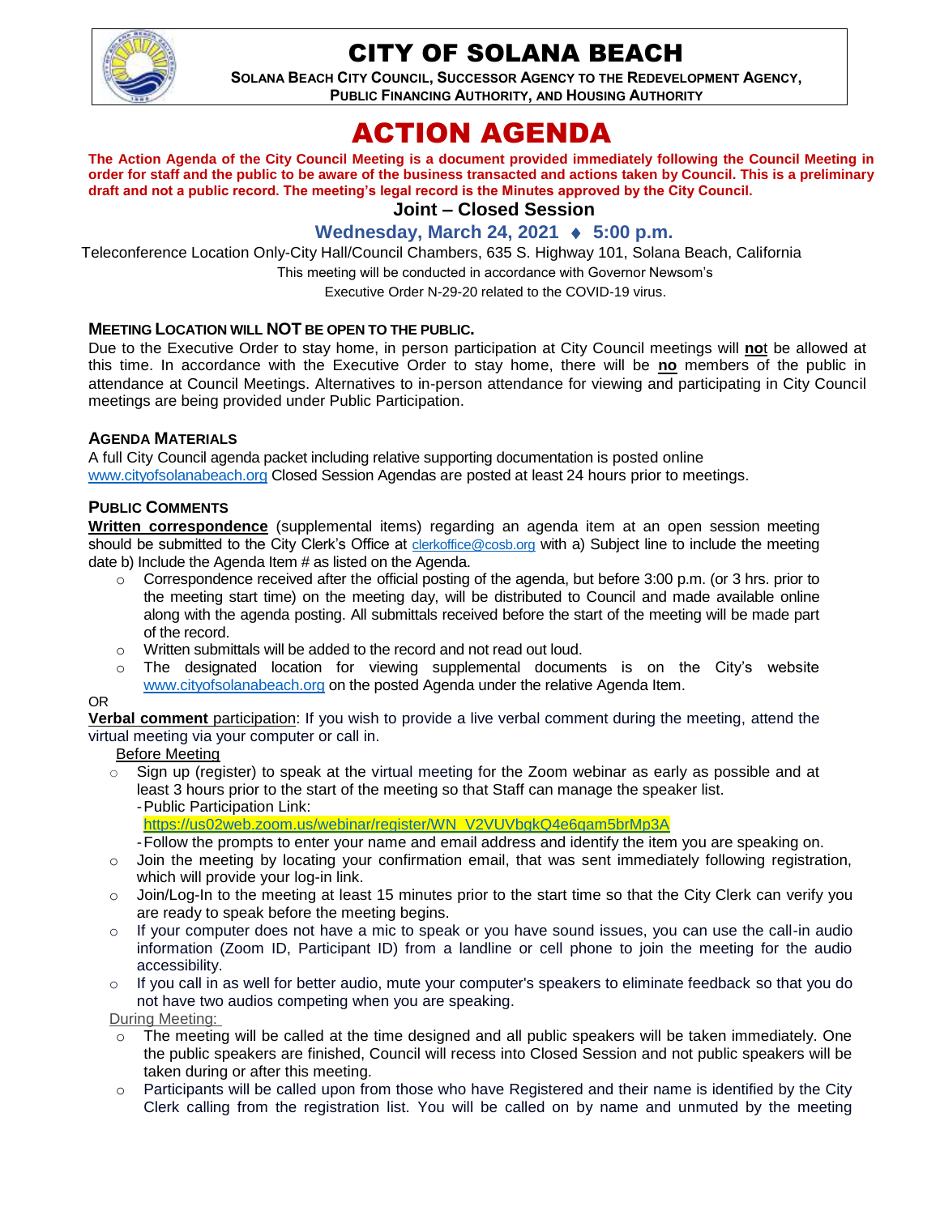# CITY OF SOLANA BEACH

**SOLANA BEACH CITY COUNCIL, SUCCESSOR AGENCY TO THE REDEVELOPMENT AGENCY, PUBLIC FINANCING AUTHORITY, AND HOUSING AUTHORITY**

# ACTION AGENDA

**The Action Agenda of the City Council Meeting is a document provided immediately following the Council Meeting in order for staff and the public to be aware of the business transacted and actions taken by Council. This is a preliminary draft and not a public record. The meeting's legal record is the Minutes approved by the City Council.**

## Joint – Closed Session

### Wednesday, March 24, 2021 ♦ 5:00 p.m.

Teleconference Location Only-City Hall/Council Chambers, 635 S. Highway 101, Solana Beach, California

This meeting will be conducted in accordance with Governor Newsom's Executive Order N-29-20 related to the COVID-19 virus.

**MEETING LOCATION WILL NOT BE OPEN TO THE PUBLIC.**

Due to the Executive Order to stay home, in person participation at City Council meetings will **no**t be allowed at this time. In accordance with the Executive Order to stay home, there will be **no** members of the public in attendance at Council Meetings. Alternatives to in-person attendance for viewing and participating in City Council meetings are being provided under Public Participation.

**AGENDA MATERIALS**

A full City Council agenda packet including relative supporting documentation is posted online www.cityofsolanabeach.org Closed Session Agendas are posted at least 24 hours prior to meetings.

**PUBLIC COMMENTS**

**Written correspondence** (supplemental items) regarding an agenda item at an open session meeting should be submitted to the City Clerk's Office at clerkoffice@cosb.org with a) Subject line to include the meeting date b) Include the Agenda Item # as listed on the Agenda.

- Correspondence received after the official posting of the agenda, but before 3:00 p.m. (or 3 hrs. prior to the meeting start time) on the meeting day, will be distributed to Council and made available online along with the agenda posting. All submittals received before the start of the meeting will be made part of the record.
- Written submittals will be added to the record and not read out loud.
- The designated location for viewing supplemental documents is on the City's website www.cityofsolanabeach.org on the posted Agenda under the relative Agenda Item.

OR

**Verbal comment** participation: If you wish to provide a live verbal comment during the meeting, attend the virtual meeting via your computer or call in.

Before Meeting

- Sign up (register) to speak at the virtual meeting for the Zoom webinar as early as possible and at least 3 hours prior to the start of the meeting so that Staff can manage the speaker list.
  - Public Participation Link:
    https://us02web.zoom.us/webinar/register/WN_V2VUVbgkQ4e6qam5brMp3A
  - Follow the prompts to enter your name and email address and identify the item you are speaking on.
- Join the meeting by locating your confirmation email, that was sent immediately following registration, which will provide your log-in link.
- Join/Log-In to the meeting at least 15 minutes prior to the start time so that the City Clerk can verify you are ready to speak before the meeting begins.
- If your computer does not have a mic to speak or you have sound issues, you can use the call-in audio information (Zoom ID, Participant ID) from a landline or cell phone to join the meeting for the audio accessibility.
- If you call in as well for better audio, mute your computer's speakers to eliminate feedback so that you do not have two audios competing when you are speaking.

During Meeting:

- The meeting will be called at the time designed and all public speakers will be taken immediately. One the public speakers are finished, Council will recess into Closed Session and not public speakers will be taken during or after this meeting.
- Participants will be called upon from those who have Registered and their name is identified by the City Clerk calling from the registration list. You will be called on by name and unmuted by the meeting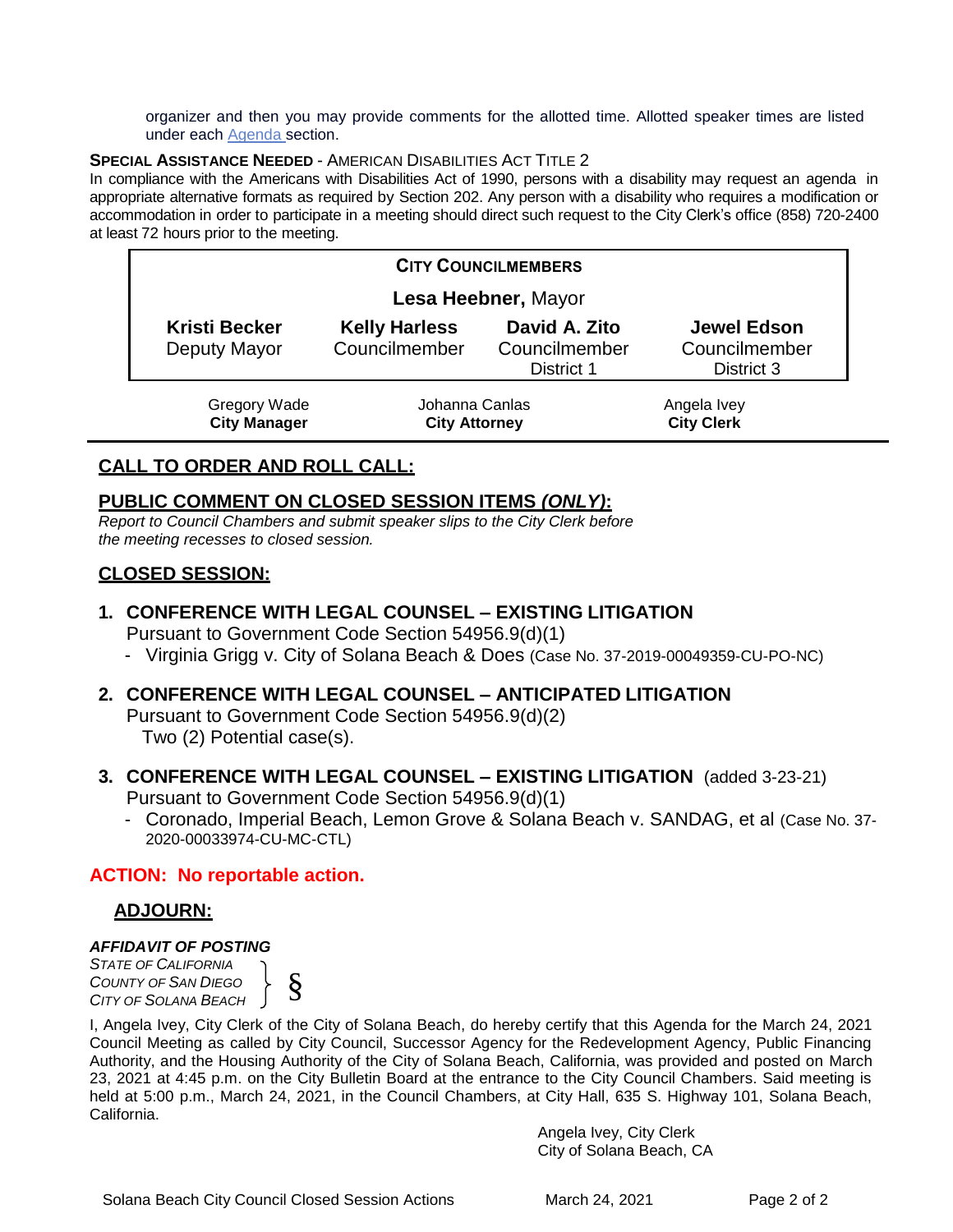organizer and then you may provide comments for the allotted time. Allotted speaker times are listed under each Agenda section.

**SPECIAL ASSISTANCE NEEDED** - AMERICAN DISABILITIES ACT TITLE 2

In compliance with the Americans with Disabilities Act of 1990, persons with a disability may request an agenda in appropriate alternative formats as required by Section 202. Any person with a disability who requires a modification or accommodation in order to participate in a meeting should direct such request to the City Clerk's office (858) 720-2400 at least 72 hours prior to the meeting.

| CITY COUNCILMEMBERS | | | |
|---|---|---|---|
| **Lesa Heebner,** Mayor | | | |
| **Kristi Becker** Deputy Mayor | **Kelly Harless** Councilmember | **David A. Zito** Councilmember District 1 | **Jewel Edson** Councilmember District 3 |

| Gregory Wade | Johanna Canlas | Angela Ivey |
|---|---|---|
| **City Manager** | **City Attorney** | **City Clerk** |

## CALL TO ORDER AND ROLL CALL:

## PUBLIC COMMENT ON CLOSED SESSION ITEMS *(ONLY)*:

*Report to Council Chambers and submit speaker slips to the City Clerk before the meeting recesses to closed session.*

## CLOSED SESSION:

1. **CONFERENCE WITH LEGAL COUNSEL – EXISTING LITIGATION**
   Pursuant to Government Code Section 54956.9(d)(1)
   - Virginia Grigg v. City of Solana Beach & Does (Case No. 37-2019-00049359-CU-PO-NC)

2. **CONFERENCE WITH LEGAL COUNSEL – ANTICIPATED LITIGATION**
   Pursuant to Government Code Section 54956.9(d)(2)
   Two (2) Potential case(s).

3. **CONFERENCE WITH LEGAL COUNSEL – EXISTING LITIGATION** (added 3-23-21)
   Pursuant to Government Code Section 54956.9(d)(1)
   - Coronado, Imperial Beach, Lemon Grove & Solana Beach v. SANDAG, et al (Case No. 37-2020-00033974-CU-MC-CTL)

**ACTION: No reportable action.**

## ADJOURN:

***AFFIDAVIT OF POSTING***

*STATE OF CALIFORNIA*
*COUNTY OF SAN DIEGO* } §
*CITY OF SOLANA BEACH*

I, Angela Ivey, City Clerk of the City of Solana Beach, do hereby certify that this Agenda for the March 24, 2021 Council Meeting as called by City Council, Successor Agency for the Redevelopment Agency, Public Financing Authority, and the Housing Authority of the City of Solana Beach, California, was provided and posted on March 23, 2021 at 4:45 p.m. on the City Bulletin Board at the entrance to the City Council Chambers. Said meeting is held at 5:00 p.m., March 24, 2021, in the Council Chambers, at City Hall, 635 S. Highway 101, Solana Beach, California.

Angela Ivey, City Clerk
City of Solana Beach, CA